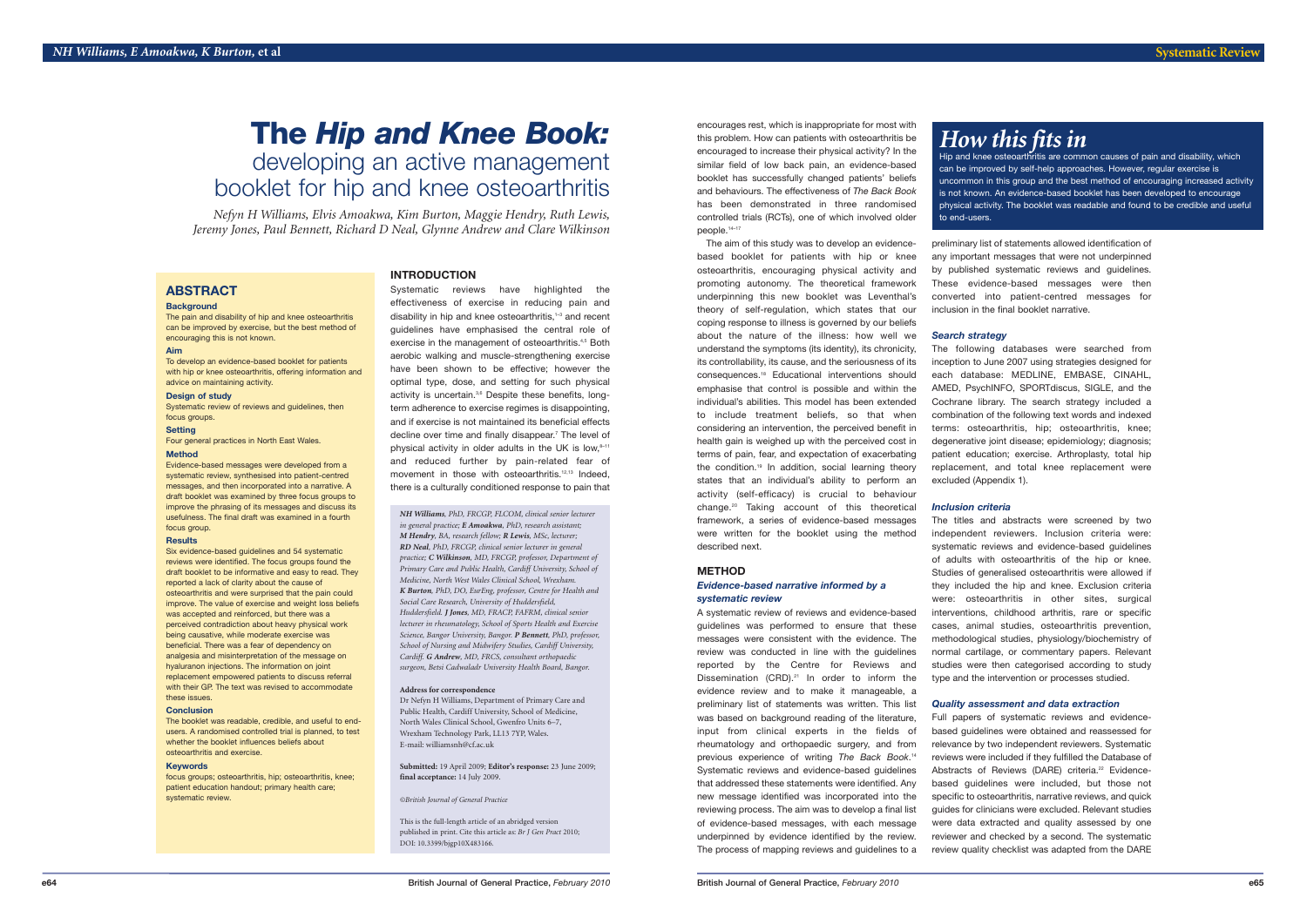# The *Hip and Knee Book:* developing an active management booklet for hip and knee osteoarthritis

*Nefyn H Williams, Elvis Amoakwa, Kim Burton, Maggie Hendry, Ruth Lewis, Jeremy Jones, Paul Bennett, Richard D Neal, Glynne Andrew and Clare Wilkinson*

## ABSTRACT

### Background

The pain and disability of hip and knee osteoarthritis can be improved by exercise, but the best method of encouraging this is not known.

### Aim

To develop an evidence-based booklet for patients with hip or knee osteoarthritis, offering information and advice on maintaining activity.

### Design of study

Systematic review of reviews and guidelines, then focus groups.

### Setting

Four general practices in North East Wales.

### Method

Evidence-based messages were developed from a systematic review, synthesised into patient-centred messages, and then incorporated into a narrative. A draft booklet was examined by three focus groups to improve the phrasing of its messages and discuss its usefulness. The final draft was examined in a fourth focus group.

### Results

Six evidence-based guidelines and 54 systematic reviews were identified. The focus groups found the draft booklet to be informative and easy to read. They reported a lack of clarity about the cause of osteoarthritis and were surprised that the pain could improve. The value of exercise and weight loss beliefs was accepted and reinforced, but there was a perceived contradiction about heavy physical work being causative, while moderate exercise was beneficial. There was a fear of dependency on analgesia and misinterpretation of the message on hyaluronan injections. The information on joint replacement empowered patients to discuss referral with their GP. The text was revised to accommodate these issues.

### Conclusion

The booklet was readable, credible, and useful to end-users. A randomised controlled trial is planned, to test whether the booklet influences beliefs about osteoarthritis and exercise.

### Keywords

focus groups; osteoarthritis, hip; osteoarthritis, knee; patient education handout; primary health care; systematic review.

## INTRODUCTION

Systematic reviews have highlighted the effectiveness of exercise in reducing pain and disability in hip and knee osteoarthritis,[1–3] and recent guidelines have emphasised the central role of exercise in the management of osteoarthritis.[4,5] Both aerobic walking and muscle-strengthening exercise have been shown to be effective; however the optimal type, dose, and setting for such physical activity is uncertain.[3,6] Despite these benefits, long-term adherence to exercise regimes is disappointing, and if exercise is not maintained its beneficial effects decline over time and finally disappear.[7] The level of physical activity in older adults in the UK is low,[8–11] and reduced further by pain-related fear of movement in those with osteoarthritis.[12,13] Indeed, there is a culturally conditioned response to pain that encourages rest, which is inappropriate for most with this problem. How can patients with osteoarthritis be encouraged to increase their physical activity? In the similar field of low back pain, an evidence-based booklet has successfully changed patients' beliefs and behaviours. The effectiveness of *The Back Book* has been demonstrated in three randomised controlled trials (RCTs), one of which involved older people.[14–17]

The aim of this study was to develop an evidence-based booklet for patients with hip or knee osteoarthritis, encouraging physical activity and promoting autonomy. The theoretical framework underpinning this new booklet was Leventhal's theory of self-regulation, which states that our coping response to illness is governed by our beliefs about the nature of the illness: how well we understand the symptoms (its identity), its chronicity, its controllability, its cause, and the seriousness of its consequences.[18] Educational interventions should emphasise that control is possible and within the individual's abilities. This model has been extended to include treatment beliefs, so that when considering an intervention, the perceived benefit in health gain is weighed up with the perceived cost in terms of pain, fear, and expectation of exacerbating the condition.[19] In addition, social learning theory states that an individual's ability to perform an activity (self-efficacy) is crucial to behaviour change.[20] Taking account of this theoretical framework, a series of evidence-based messages were written for the booklet using the method described next.

*NH Williams, PhD, FRCGP, FLCOM, clinical senior lecturer in general practice; E Amoakwa, PhD, research assistant; M Hendry, BA, research fellow; R Lewis, MSc, lecturer; RD Neal, PhD, FRCGP, clinical senior lecturer in general practice; C Wilkinson, MD, FRCGP, professor, Department of Primary Care and Public Health, Cardiff University, School of Medicine, North West Wales Clinical School, Wrexham. K Burton, PhD, DO, EurErg, professor, Centre for Health and Social Care Research, University of Huddersfield, Huddersfield. J Jones, MD, FRACP, FAFRM, clinical senior lecturer in rheumatology, School of Sports Health and Exercise Science, Bangor University, Bangor. P Bennett, PhD, professor, School of Nursing and Midwifery Studies, Cardiff University, Cardiff. G Andrew, MD, FRCS, consultant orthopaedic surgeon, Betsi Cadwaladr University Health Board, Bangor.*

**Address for correspondence**

Dr Nefyn H Williams, Department of Primary Care and Public Health, Cardiff University, School of Medicine, North Wales Clinical School, Gwenfro Units 6–7, Wrexham Technology Park, LL13 7YP, Wales.
E-mail: williamsnh@cf.ac.uk

**Submitted:** 19 April 2009; **Editor's response:** 23 June 2009; **final acceptance:** 14 July 2009.

*©British Journal of General Practice*

This is the full-length article of an abridged version published in print. Cite this article as: *Br J Gen Pract* 2010; DOI: 10.3399/bjgp10X483166.

## How this fits in

Hip and knee osteoarthritis are common causes of pain and disability, which can be improved by self-help approaches. However, regular exercise is uncommon in this group and the best method of encouraging increased activity is not known. An evidence-based booklet has been developed to encourage physical activity. The booklet was readable and found to be credible and useful to end-users.

## METHOD

### *Evidence-based narrative informed by a systematic review*

A systematic review of reviews and evidence-based guidelines was performed to ensure that these messages were consistent with the evidence. The review was conducted in line with the guidelines reported by the Centre for Reviews and Dissemination (CRD).[21] In order to inform the evidence review and to make it manageable, a preliminary list of statements was written. This list was based on background reading of the literature, input from clinical experts in the fields of rheumatology and orthopaedic surgery, and from previous experience of writing *The Back Book*.[14] Systematic reviews and evidence-based guidelines that addressed these statements were identified. Any new message identified was incorporated into the reviewing process. The aim was to develop a final list of evidence-based messages, with each message underpinned by evidence identified by the review. The process of mapping reviews and guidelines to a preliminary list of statements allowed identification of any important messages that were not underpinned by published systematic reviews and guidelines. These evidence-based messages were then converted into patient-centred messages for inclusion in the final booklet narrative.

### *Search strategy*

The following databases were searched from inception to June 2007 using strategies designed for each database: MEDLINE, EMBASE, CINAHL, AMED, PsychINFO, SPORTdiscus, SIGLE, and the Cochrane library. The search strategy included a combination of the following text words and indexed terms: osteoarthritis, hip; osteoarthritis, knee; degenerative joint disease; epidemiology; diagnosis; patient education; exercise. Arthroplasty, total hip replacement, and total knee replacement were excluded (Appendix 1).

### *Inclusion criteria*

The titles and abstracts were screened by two independent reviewers. Inclusion criteria were: systematic reviews and evidence-based guidelines of adults with osteoarthritis of the hip or knee. Studies of generalised osteoarthritis were allowed if they included the hip and knee. Exclusion criteria were: osteoarthritis in other sites, surgical interventions, childhood arthritis, rare or specific cases, animal studies, osteoarthritis prevention, methodological studies, physiology/biochemistry of normal cartilage, or commentary papers. Relevant studies were then categorised according to study type and the intervention or processes studied.

### *Quality assessment and data extraction*

Full papers of systematic reviews and evidence-based guidelines were obtained and reassessed for relevance by two independent reviewers. Systematic reviews were included if they fulfilled the Database of Abstracts of Reviews (DARE) criteria.[22] Evidence-based guidelines were included, but those not specific to osteoarthritis, narrative reviews, and quick guides for clinicians were excluded. Relevant studies were data extracted and quality assessed by one reviewer and checked by a second. The systematic review quality checklist was adapted from the DARE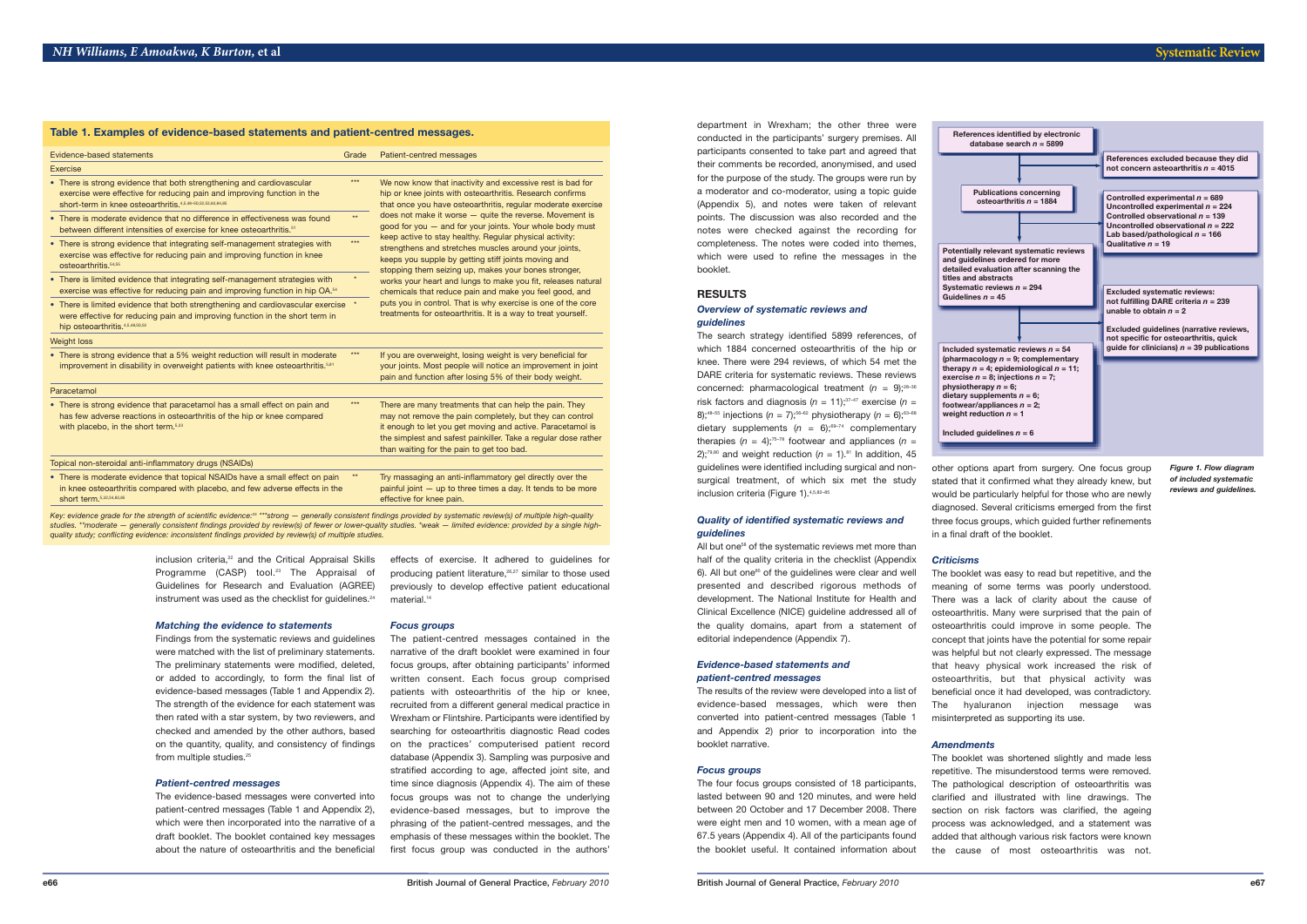## Table 1. Examples of evidence-based statements and patient-centred messages.

| Evidence-based statements | Grade | Patient-centred messages |
|---|---|---|
| **Exercise** | | |
| • There is strong evidence that both strengthening and cardiovascular exercise were effective for reducing pain and improving function in the short-term in knee osteoarthritis.[4,5,49–50,53,55,82,84,86] | *** | We now know that inactivity and excessive rest is bad for hip or knee joints with osteoarthritis. Research confirms that once you have osteoarthritis, regular moderate exercise does not make it worse — quite the reverse. Movement is good for you — and for your joints. Your whole body must keep active to stay healthy. Regular physical activity: strengthens and stretches muscles around your joints, keeps you supple by getting stiff joints moving and stopping them seizing up, makes your bones stronger, works your heart and lungs to make you fit, releases natural chemicals that reduce pain and make you feel good, and puts you in control. That is why exercise is one of the core treatments for osteoarthritis. It is a way to treat yourself. |
| • There is moderate evidence that no difference in effectiveness was found between different intensities of exercise for knee osteoarthritis.[51] | ** | |
| • There is strong evidence that integrating self-management strategies with exercise was effective for reducing pain and improving function in knee osteoarthritis.[54,55] | *** | |
| • There is limited evidence that integrating self-management strategies with exercise was effective for reducing pain and improving function in hip OA.[54] | * | |
| • There is limited evidence that both strengthening and cardiovascular exercise were effective for reducing pain and improving function in the short term in hip osteoarthritis.[4,5,48,50,52] | * | |
| **Weight loss** | | |
| • There is strong evidence that a 5% weight reduction will result in moderate improvement in disability in overweight patients with knee osteoarthritis.[5,81] | *** | If you are overweight, losing weight is very beneficial for your joints. Most people will notice an improvement in joint pain and function after losing 5% of their body weight. |
| **Paracetamol** | | |
| • There is strong evidence that paracetamol has a small effect on pain and has few adverse reactions in osteoarthritis of the hip or knee compared with placebo, in the short term.[5,33] | *** | There are many treatments that can help the pain. They may not remove the pain completely, but they can control it enough to let you get moving and active. Paracetamol is the simplest and safest painkiller. Take a regular dose rather than waiting for the pain to get too bad. |
| **Topical non-steroidal anti-inflammatory drugs (NSAIDs)** | | |
| • There is moderate evidence that topical NSAIDs have a small effect on pain in knee osteoarthritis compared with placebo, and few adverse effects in the short term.[5,30,34,83,85] | ** | Try massaging an anti-inflammatory gel directly over the painful joint — up to three times a day. It tends to be more effective for knee pain. |

*Key: evidence grade for the strength of scientific evidence:[25] \*\*\*strong — generally consistent findings provided by systematic review(s) of multiple high-quality studies. \*\*moderate — generally consistent findings provided by review(s) of fewer or lower-quality studies. \*weak — limited evidence: provided by a single high-quality study; conflicting evidence: inconsistent findings provided by review(s) of multiple studies.*

inclusion criteria,[22] and the Critical Appraisal Skills Programme (CASP) tool.[23] The Appraisal of Guidelines for Research and Evaluation (AGREE) instrument was used as the checklist for guidelines.[24]

### *Matching the evidence to statements*

Findings from the systematic reviews and guidelines were matched with the list of preliminary statements. The preliminary statements were modified, deleted, or added to accordingly, to form the final list of evidence-based messages (Table 1 and Appendix 2). The strength of the evidence for each statement was then rated with a star system, by two reviewers, and checked and amended by the other authors, based on the quantity, quality, and consistency of findings from multiple studies.[25]

### *Patient-centred messages*

The evidence-based messages were converted into patient-centred messages (Table 1 and Appendix 2), which were then incorporated into the narrative of a draft booklet. The booklet contained key messages about the nature of osteoarthritis and the beneficial effects of exercise. It adhered to guidelines for producing patient literature,[26,27] similar to those used previously to develop effective patient educational material.[14]

### *Focus groups*

The patient-centred messages contained in the narrative of the draft booklet were examined in four focus groups, after obtaining participants' informed written consent. Each focus group comprised patients with osteoarthritis of the hip or knee, recruited from a different general medical practice in Wrexham or Flintshire. Participants were identified by searching for osteoarthritis diagnostic Read codes on the practices' computerised patient record database (Appendix 3). Sampling was purposive and stratified according to age, affected joint site, and time since diagnosis (Appendix 4). The aim of these focus groups was not to change the underlying evidence-based messages, but to improve the phrasing of the patient-centred messages, and the emphasis of these messages within the booklet. The first focus group was conducted in the authors' department in Wrexham; the other three were conducted in the participants' surgery premises. All participants consented to take part and agreed that their comments be recorded, anonymised, and used for the purpose of the study. The groups were run by a moderator and co-moderator, using a topic guide (Appendix 5), and notes were taken of relevant points. The discussion was also recorded and the notes were checked against the recording for completeness. The notes were coded into themes, which were used to refine the messages in the booklet.

## RESULTS

### *Overview of systematic reviews and guidelines*

The search strategy identified 5899 references, of which 1884 concerned osteoarthritis of the hip or knee. There were 294 reviews, of which 54 met the DARE criteria for systematic reviews. These reviews concerned: pharmacological treatment ($n$ = 9);[28–36] risk factors and diagnosis ($n$ = 11);[37–47] exercise ($n$ = 8);[48–55] injections ($n$ = 7);[56–62] physiotherapy ($n$ = 6);[63–68] dietary supplements ($n$ = 6);[69–74] complementary therapies ($n$ = 4);[75–78] footwear and appliances ($n$ = 2);[79,80] and weight reduction ($n$ = 1).[81] In addition, 45 guidelines were identified including surgical and non-surgical treatment, of which six met the study inclusion criteria (Figure 1).[4,5,82–85]

References identified by electronic database search $n$ = 5899
→ References excluded because they did not concern osteoarthritis $n$ = 4015

Publications concerning osteoarthritis $n$ = 1884
→ Controlled experimental $n$ = 689; Uncontrolled experimental $n$ = 224; Controlled observational $n$ = 139; Uncontrolled observational $n$ = 222; Lab based/pathological $n$ = 166; Qualitative $n$ = 19

Potentially relevant systematic reviews and guidelines ordered for more detailed evaluation after scanning the titles and abstracts: Systematic reviews $n$ = 294; Guidelines $n$ = 45
→ Excluded systematic reviews: not fulfilling DARE criteria $n$ = 239; unable to obtain $n$ = 2
→ Excluded guidelines (narrative reviews, not specific for osteoarthritis, quick guide for clinicians) $n$ = 39 publications

Included systematic reviews $n$ = 54 (pharmacology $n$ = 9; complementary therapy $n$ = 4; epidemiological $n$ = 11; exercise $n$ = 8; injections $n$ = 7; physiotherapy $n$ = 6; dietary supplements $n$ = 6; footwear/appliances $n$ = 2; weight reduction $n$ = 1)

Included guidelines $n$ = 6

*Figure 1. Flow diagram of included systematic reviews and guidelines.*

### *Quality of identified systematic reviews and guidelines*

All but one[58] of the systematic reviews met more than half of the quality criteria in the checklist (Appendix 6). All but one[85] of the guidelines were clear and well presented and described rigorous methods of development. The National Institute for Health and Clinical Excellence (NICE) guideline addressed all of the quality domains, apart from a statement of editorial independence (Appendix 7).

### *Evidence-based statements and patient-centred messages*

The results of the review were developed into a list of evidence-based messages, which were then converted into patient-centred messages (Table 1 and Appendix 2) prior to incorporation into the booklet narrative.

### *Focus groups*

The four focus groups consisted of 18 participants, lasted between 90 and 120 minutes, and were held between 20 October and 17 December 2008. There were eight men and 10 women, with a mean age of 67.5 years (Appendix 4). All of the participants found the booklet useful. It contained information about other options apart from surgery. One focus group stated that it confirmed what they already knew, but would be particularly helpful for those who are newly diagnosed. Several criticisms emerged from the first three focus groups, which guided further refinements in a final draft of the booklet.

### *Criticisms*

The booklet was easy to read but repetitive, and the meaning of some terms was poorly understood. There was a lack of clarity about the cause of osteoarthritis. Many were surprised that the pain of osteoarthritis could improve in some people. The concept that joints have the potential for some repair was helpful but not clearly expressed. The message that heavy physical work increased the risk of osteoarthritis, but that physical activity was beneficial once it had developed, was contradictory. The hyaluronan injection message was misinterpreted as supporting its use.

### *Amendments*

The booklet was shortened slightly and made less repetitive. The misunderstood terms were removed. The pathological description of osteoarthritis was clarified and illustrated with line drawings. The section on risk factors was clarified, the ageing process was acknowledged, and a statement was added that although various risk factors were known the cause of most osteoarthritis was not.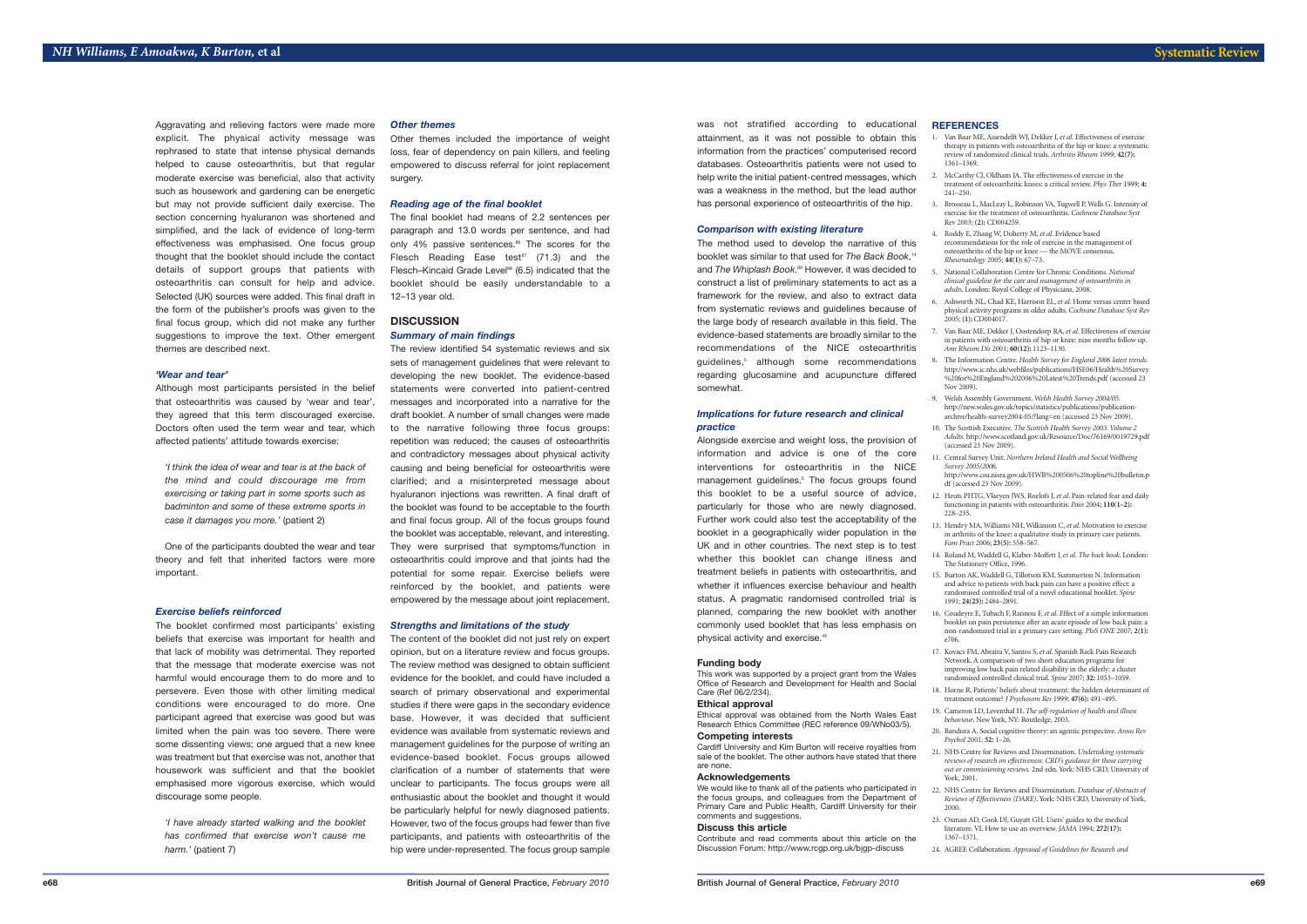Aggravating and relieving factors were made more explicit. The physical activity message was rephrased to state that intense physical demands helped to cause osteoarthritis, but that regular moderate exercise was beneficial, also that activity such as housework and gardening can be energetic but may not provide sufficient daily exercise. The section concerning hyaluranon was shortened and simplified, and the lack of evidence of long-term effectiveness was emphasised. One focus group thought that the booklet should include the contact details of support groups that patients with osteoarthritis can consult for help and advice. Selected (UK) sources were added. This final draft in the form of the publisher's proofs was given to the final focus group, which did not make any further suggestions to improve the text. Other emergent themes are described next.

#### 'Wear and tear'

Although most participants persisted in the belief that osteoarthritis was caused by 'wear and tear', they agreed that this term discouraged exercise. Doctors often used the term wear and tear, which affected patients' attitude towards exercise:

*'I think the idea of wear and tear is at the back of the mind and could discourage me from exercising or taking part in some sports such as badminton and some of these extreme sports in case it damages you more.'* (patient 2)

One of the participants doubted the wear and tear theory and felt that inherited factors were more important.

#### Exercise beliefs reinforced

The booklet confirmed most participants' existing beliefs that exercise was important for health and that lack of mobility was detrimental. They reported that the message that moderate exercise was not harmful would encourage them to do more and to persevere. Even those with other limiting medical conditions were encouraged to do more. One participant agreed that exercise was good but was limited when the pain was too severe. There were some dissenting views; one argued that a new knee was treatment but that exercise was not, another that housework was sufficient and that the booklet emphasised more vigorous exercise, which would discourage some people.

*'I have already started walking and the booklet has confirmed that exercise won't cause me harm.'* (patient 7)

#### Other themes

Other themes included the importance of weight loss, fear of dependency on pain killers, and feeling empowered to discuss referral for joint replacement surgery.

#### Reading age of the final booklet

The final booklet had means of 2.2 sentences per paragraph and 13.0 words per sentence, and had only 4% passive sentences.[46] The scores for the Flesch Reading Ease test[47] (71.3) and the Flesch–Kincaid Grade Level[48] (6.5) indicated that the booklet should be easily understandable to a 12–13 year old.

## DISCUSSION

### Summary of main findings

The review identified 54 systematic reviews and six sets of management guidelines that were relevant to developing the new booklet. The evidence-based statements were converted into patient-centred messages and incorporated into a narrative for the draft booklet. A number of small changes were made to the narrative following three focus groups: repetition was reduced; the causes of osteoarthritis and contradictory messages about physical activity causing and being beneficial for osteoarthritis were clarified; and a misinterpreted message about hyaluranon injections was rewritten. A final draft of the booklet was found to be acceptable to the fourth and final focus group. All of the focus groups found the booklet was acceptable, relevant, and interesting. They were surprised that symptoms/function in osteoarthritis could improve and that joints had the potential for some repair. Exercise beliefs were reinforced by the booklet, and patients were empowered by the message about joint replacement.

### Strengths and limitations of the study

The content of the booklet did not just rely on expert opinion, but on a literature review and focus groups. The review method was designed to obtain sufficient evidence for the booklet, and could have included a search of primary observational and experimental studies if there were gaps in the secondary evidence base. However, it was decided that sufficient evidence was available from systematic reviews and management guidelines for the purpose of writing an evidence-based booklet. Focus groups allowed clarification of a number of statements that were unclear to participants. The focus groups were all enthusiastic about the booklet and thought it would be particularly helpful for newly diagnosed patients. However, two of the focus groups had fewer than five participants, and patients with osteoarthritis of the hip were under-represented. The focus group sample was not stratified according to educational attainment, as it was not possible to obtain this information from the practices' computerised record databases. Osteoarthritis patients were not used to help write the initial patient-centred messages, which was a weakness in the method, but the lead author has personal experience of osteoarthritis of the hip.

### Comparison with existing literature

The method used to develop the narrative of this booklet was similar to that used for *The Back Book*,[14] and *The Whiplash Book*.[49] However, it was decided to construct a list of preliminary statements to act as a framework for the review, and also to extract data from systematic reviews and guidelines because of the large body of research available in this field. The evidence-based statements are broadly similar to the recommendations of the NICE osteoarthritis guidelines,[5] although some recommendations regarding glucosamine and acupuncture differed somewhat.

### Implications for future research and clinical practice

Alongside exercise and weight loss, the provision of information and advice is one of the core interventions for osteoarthritis in the NICE management guidelines.[5] The focus groups found this booklet to be a useful source of advice, particularly for those who are newly diagnosed. Further work could also test the acceptability of the booklet in a geographically wider population in the UK and in other countries. The next step is to test whether this booklet can change illness and treatment beliefs in patients with osteoarthritis, and whether it influences exercise behaviour and health status. A pragmatic randomised controlled trial is planned, comparing the new booklet with another commonly used booklet that has less emphasis on physical activity and exercise.[45]

#### Funding body

This work was supported by a project grant from the Wales Office of Research and Development for Health and Social Care (Ref 06/2/234).

#### Ethical approval

Ethical approval was obtained from the North Wales East Research Ethics Committee (REC reference 09/WNo03/5).

#### Competing interests

Cardiff University and Kim Burton will receive royalties from sale of the booklet. The other authors have stated that there are none.

#### Acknowledgements

We would like to thank all of the patients who participated in the focus groups, and colleagues from the Department of Primary Care and Public Health, Cardiff University for their comments and suggestions.

#### Discuss this article

Contribute and read comments about this article on the Discussion Forum: http://www.rcgp.org.uk/bjgp-discuss

## REFERENCES

1. Van Baar ME, Assendelft WJ, Dekker J, *et al*. Effectiveness of exercise therapy in patients with osteoarthritis of the hip or knee: a systematic review of randomized clinical trials. *Arthritis Rheum* 1999; **42(7):** 1361–1369.
2. McCarthy CJ, Oldham JA. The effectiveness of exercise in the treatment of osteoarthritic knees: a critical review. *Phys Ther* 1999; **4:** 241–250.
3. Brosseau L, MacLeay L, Robinson VA, Tugwell P, Wells G. Intensity of exercise for the treatment of osteoarthritis. *Cochrane Database Syst Rev* 2003; (**2**)**:** CD004259.
4. Roddy E, Zhang W, Doherty M, *et al*. Evidence based recommendations for the role of exercise in the management of osteoarthritis of the hip or knee — the MOVE consensus. *Rheumatology* 2005; **44(1):** 67–73.
5. National Collaboration Centre for Chronic Conditions. *National clinical guideline for the care and management of osteoarthritis in adults*. London: Royal College of Physicians, 2008.
6. Ashworth NL, Chad KE, Harrison EL, *et al*. Home versus center based physical activity programs in older adults. *Cochrane Database Syst Rev* 2005; (**1**)**:** CD004017.
7. Van Baar ME, Dekker J, Oostendorp RA, *et al*. Effectiveness of exercise in patients with osteoarthritis of hip or knee: nine months follow up. *Ann Rheum Dis* 2001; **60(12):** 1123–1130.
8. The Information Centre. *Health Survey for England 2006 latest trends.* http://www.ic.nhs.uk/webfiles/publications/HSE06/Health%20Survey%20for%20England%202006%20Latest%20Trends.pdf (accessed 23 Nov 2009).
9. Welsh Assembly Government. *Welsh Health Survey 2004/05.* http://new.wales.gov.uk/topics/statistics/publications/publication-archive/health-survey2004-05/?lang=en (accessed 23 Nov 2009).
10. The Scottish Executive. *The Scottish Health Survey 2003. Volume 2 Adults.* http://www.scotland.gov.uk/Resource/Doc/76169/0019729.pdf (accessed 23 Nov 2009).
11. Central Survey Unit. *Northern Ireland Health and Social Wellbeing Survey 2005/2006.* http://www.csu.nisra.gov.uk/HWB%200506%20topline%20bulletin.pdf (accessed 23 Nov 2009).
12. Heuts PHTG, Vlaeyen JWS, Roelofs J, *et al*. Pain-related fear and daily functioning in patients with osteoarthritis. *Pain* 2004; **110(1–2):** 228–235.
13. Hendry MA, Williams NH, Wilkinson C, *et al*. Motivation to exercise in arthritis of the knee: a qualitative study in primary care patients. *Fam Pract* 2006; **23(5):** 558–567.
14. Roland M, Waddell G, Klaber-Moffett J, *et al*. *The back book*. London: The Stationery Office, 1996.
15. Burton AK, Waddell G, Tillotson KM, Summerton N. Information and advice to patients with back pain can have a positive effect: a randomised controlled trial of a novel educational booklet. *Spine* 1991; **24(23):** 2484–2891.
16. Coudeyre E, Tubach F, Rannou F, *et al*. Effect of a simple information booklet on pain persistence after an acute episode of low back pain: a non-randomized trial in a primary care setting. *PloS ONE* 2007; **2(1):** e706.
17. Kovacs FM, Abraira V, Santos S, *et al*. Spanish Back Pain Research Network. A comparison of two short education programs for improving low back pain related disability in the elderly: a cluster randomised controlled clinical trial. *Spine* 2007; **32:** 1053–1059.
18. Horne R. Patients' beliefs about treatment: the hidden determinant of treatment outcome? *J Psychosom Res* 1999; **47(6):** 491–495.
19. Cameron LD, Leventhal H. *The self-regulation of health and illness behaviour*. New York, NY: Routledge, 2003.
20. Bandura A. Social cognitive theory: an agentic perspective. *Annu Rev Psychol* 2001; **52:** 1–26.
21. NHS Centre for Reviews and Dissemination. *Undertaking systematic reviews of research on effectiveness: CRD's guidance for those carrying out or commissioning reviews.* 2nd edn. York: NHS CRD, University of York, 2001.
22. NHS Centre for Reviews and Dissemination. *Database of Abstracts of Reviews of Effectiveness (DARE)*. York: NHS CRD, University of York, 2000.
23. Oxman AD, Cook DJ, Guyatt GH. Users' guides to the medical literature. VI. How to use an overview. *JAMA* 1994; **272(17):** 1367–1371.
24. AGREE Collaboration. *Appraisal of Guidelines for Research and*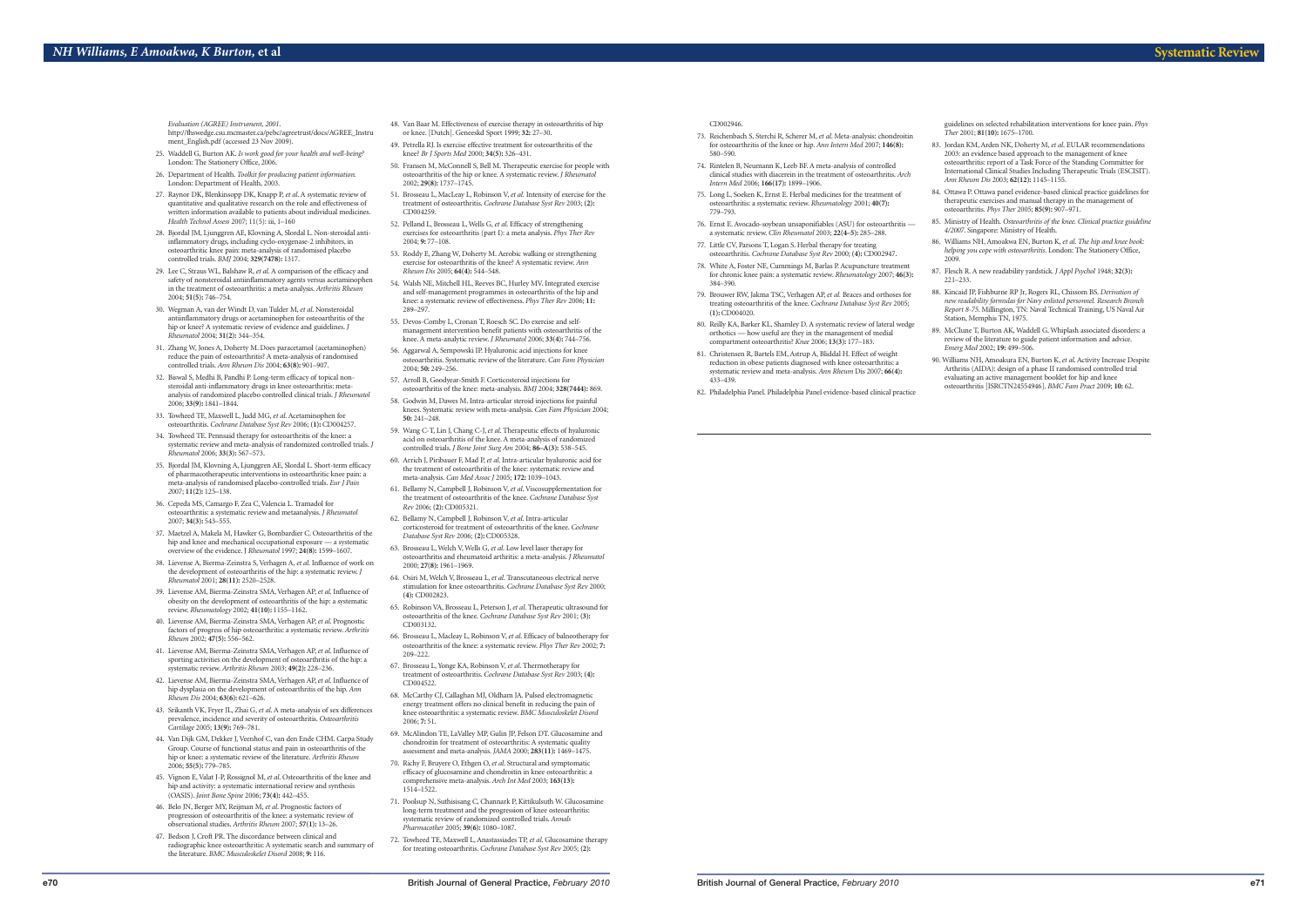*Evaluation (AGREE) Instrument, 2001.* http://fhswedge.csu.mcmaster.ca/pebc/agreetrust/docs/AGREE_Instrument_English.pdf (accessed 23 Nov 2009).

25. Waddell G, Burton AK. *Is work good for your health and well-being?* London: The Stationery Office, 2006.
26. Department of Health. *Toolkit for producing patient information.* London: Department of Health, 2003.
27. Raynor DK, Blenkinsopp DK, Knapp P, *et al.* A systematic review of quantitative and qualitative research on the role and effectiveness of written information available to patients about individual medicines. *Health Technol Assess* 2007; 11(5): iii, 1–160
28. Bjordal JM, Ljunggren AE, Klovning A, Slordal L. Non-steroidal anti-inflammatory drugs, including cyclo-oxygenase-2 inhibitors, in osteoarthritic knee pain: meta-analysis of randomised placebo controlled trials. *BMJ* 2004; **329(7478):** 1317.
29. Lee C, Straus WL, Balshaw R, *et al.* A comparison of the efficacy and safety of nonsteroidal antiinflammatory agents versus acetaminophen in the treatment of osteoarthritis: a meta-analysis. *Arthritis Rheum* 2004; **51(5):** 746–754.
30. Wegman A, van der Windt D, van Tulder M, *et al.* Nonsteroidal antiinflammatory drugs or acetaminophen for osteoarthritis of the hip or knee? A systematic review of evidence and guidelines. *J Rheumatol* 2004; **31(2):** 344–354.
31. Zhang W, Jones A, Doherty M. Does paracetamol (acetaminophen) reduce the pain of osteoarthritis? A meta-analysis of randomised controlled trials. *Ann Rheum Dis* 2004; **63(8):** 901–907.
32. Biswal S, Medhi B, Pandhi P. Long-term efficacy of topical non-steroidal anti-inflammatory drugs in knee osteoarthritis: meta-analysis of randomized placebo controlled clinical trials. *J Rheumatol* 2006; **33(9):** 1841–1844.
33. Towheed TE, Maxwell L, Judd MG, *et al.* Acetaminophen for osteoarthritis. *Cochrane Database Syst Rev* 2006; **(1):** CD004257.
34. Towheed TE. Pennsaid therapy for osteoarthritis of the knee: a systematic review and meta-analysis of randomized controlled trials. *J Rheumatol* 2006; **33(3):** 567–573.
35. Bjordal JM, Klovning A, Ljunggren AE, Slordal L. Short-term efficacy of pharmacotherapeutic interventions in osteoarthritic knee pain: a meta-analysis of randomised placebo-controlled trials. *Eur J Pain* 2007; **11(2):** 125–138.
36. Cepeda MS, Camargo F, Zea C, Valencia L. Tramadol for osteoarthritis: a systematic review and metaanalysis. *J Rheumatol* 2007; **34(3):** 543–555.
37. Maetzel A, Makela M, Hawker G, Bombardier C. Osteoarthritis of the hip and knee and mechanical occupational exposure — a systematic overview of the evidence. J *Rheumatol* 1997; **24(8):** 1599–1607.
38. Lievense A, Bierma-Zeinstra S, Verhagen A, *et al.* Influence of work on the development of osteoarthritis of the hip: a systematic review. *J Rheumatol* 2001; **28(11):** 2520–2528.
39. Lievense AM, Bierma-Zeinstra SMA, Verhagen AP, *et al.* Influence of obesity on the development of osteoarthritis of the hip: a systematic review. *Rheumatology* 2002; **41(10):** 1155–1162.
40. Lievense AM, Bierma-Zeinstra SMA, Verhagen AP, *et al.* Prognostic factors of progress of hip osteoarthritis: a systematic review. *Arthritis Rheum* 2002; **47(5):** 556–562.
41. Lievense AM, Bierma-Zeinstra SMA, Verhagen AP, *et al.* Influence of sporting activities on the development of osteoarthritis of the hip: a systematic review. *Arthritis Rheum* 2003; **49(2):** 228–236.
42. Lievense AM, Bierma-Zeinstra SMA, Verhagen AP, *et al.* Influence of hip dysplasia on the development of osteoarthritis of the hip. *Ann Rheum Dis* 2004; **63(6):** 621–626.
43. Srikanth VK, Fryer JL, Zhai G, *et al.* A meta-analysis of sex differences prevalence, incidence and severity of osteoarthritis. *Osteoarthritis Cartilage* 2005; **13(9):** 769–781.
44. Van Dijk GM, Dekker J, Veenhof C, van den Ende CHM. Carpa Study Group. Course of functional status and pain in osteoarthritis of the hip or knee: a systematic review of the literature. *Arthritis Rheum* 2006; **55(5):** 779–785.
45. Vignon E, Valat J-P, Rossignol M, *et al.* Osteoarthritis of the knee and hip and activity: a systematic international review and synthesis (OASIS). *Joint Bone Spine* 2006; **73(4):** 442–455.
46. Belo JN, Berger MY, Reijman M, *et al.* Prognostic factors of progression of osteoarthritis of the knee: a systematic review of observational studies. *Arthritis Rheum* 2007; **57(1):** 13–26.
47. Bedson J, Croft PR. The discordance between clinical and radiographic knee osteoarthritis: A systematic search and summary of the literature. *BMC Musculoskelet Disord* 2008; **9:** 116.
48. Van Baar M. Effectiveness of exercise therapy in osteoarthritis of hip or knee. [Dutch]. Geneeskd Sport 1999; **32:** 27–30.
49. Petrella RJ. Is exercise effective treatment for osteoarthritis of the knee? *Br J Sports Med* 2000; **34(5):** 326–431.
50. Fransen M, McConnell S, Bell M. Therapeutic exercise for people with osteoarthritis of the hip or knee. A systematic review. *J Rheumatol* 2002; **29(8):** 1737–1745.
51. Brosseau L, MacLeay L, Robinson V, *et al.* Intensity of exercise for the treatment of osteoarthritis. *Cochrane Database Syst Rev* 2003; **(2):** CD004259.
52. Pelland L, Brosseau L, Wells G, *et al.* Efficacy of strengthening exercises for osteoarthritis (part I): a meta analysis. *Phys Ther Rev* 2004; **9:** 77–108.
53. Roddy E, Zhang W, Doherty M. Aerobic walking or strengthening exercise for osteoarthritis of the knee? A systematic review. *Ann Rheum Dis* 2005; **64(4):** 544–548.
54. Walsh NE, Mitchell HL, Reeves BC, Hurley MV. Integrated exercise and self-management programmes in osteoarthritis of the hip and knee: a systematic review of effectiveness. *Phys Ther Rev* 2006; **11:** 289–297.
55. Devos-Comby L, Cronan T, Roesch SC. Do exercise and self-management intervention benefit patients with osteoarthritis of the knee. A meta-analytic review. *J Rheumatol* 2006; **33(4):** 744–756.
56. Aggarwal A, Sempowski IP. Hyaluronic acid injections for knee osteoarthritis. Systematic review of the literature. *Can Fam Physician* 2004; **50:** 249–256.
57. Arroll B, Goodyear-Smith F. Corticosteroid injections for osteoarthritis of the knee: meta-analysis. *BMJ* 2004; **328(7444):** 869.
58. Godwin M, Dawes M. Intra-articular steroid injections for painful knees. Systematic review with meta-analysis. *Can Fam Physician* 2004; **50:** 241–248.
59. Wang C-T, Lin J, Chang C-J, *et al.* Therapeutic effects of hyaluronic acid on osteoarthritis of the knee. A meta-analysis of randomized controlled trials. *J Bone Joint Surg Am* 2004; **86–A(3):** 538–545.
60. Arrich J, Piribauer F, Mad P, *et al.* Intra-articular hyaluronic acid for the treatment of osteoarthritis of the knee: systematic review and meta-analysis. *Can Med Assoc J* 2005; **172:** 1039–1043.
61. Bellamy N, Campbell J, Robinson V, *et al.* Viscosupplementation for the treatment of osteoarthritis of the knee. *Cochrane Database Syst Rev* 2006; **(2):** CD005321.
62. Bellamy N, Campbell J, Robinson V, *et al.* Intra-articular corticosteroid for treatment of osteoarthritis of the knee. *Cochrane Database Syst Rev* 2006; **(2):** CD005328.
63. Brosseau L, Welch V, Wells G, *et al.* Low level laser therapy for osteoarthritis and rheumatoid arthritis: a meta-analysis. *J Rheumatol* 2000; **27(8):** 1961–1969.
64. Osiri M, Welch V, Brosseau L, *et al.* Transcutaneous electrical nerve stimulation for knee osteoarthritis. *Cochrane Database Syst Rev* 2000; **(4):** CD002823.
65. Robinson VA, Brosseau L, Peterson J, *et al.* Therapeutic ultrasound for osteoarthritis of the knee. *Cochrane Database Syst Rev* 2001; **(3):** CD003132.
66. Brosseau L, Macleay L, Robinson V, *et al.* Efficacy of balneotherapy for osteoarthritis of the knee: a systematic review. *Phys Ther Rev* 2002; **7:** 209–222.
67. Brosseau L, Yonge KA, Robinson V, *et al.* Thermotherapy for treatment of osteoarthritis. *Cochrane Database Syst Rev* 2003; **(4):** CD004522.
68. McCarthy CJ, Callaghan MJ, Oldham JA. Pulsed electromagnetic energy treatment offers no clinical benefit in reducing the pain of knee osteoarthritis: a systematic review. *BMC Musculoskelet Disord* 2006; **7:** 51.
69. McAlindon TE, LaValley MP, Gulin JP, Felson DT. Glucosamine and chondroitin for treatment of osteoarthritis: A systematic quality assessment and meta-analysis. *JAMA* 2000; **283(11):** 1469–1475.
70. Richy F, Bruyere O, Ethgen O, *et al.* Structural and symptomatic efficacy of glucosamine and chondroitin in knee osteoarthritis: a comprehensive meta-analysis. *Arch Int Med* 2003; **163(13):** 1514–1522.
71. Poolsup N, Suthisisang C, Channark P, Kittikulsuth W. Glucosamine long-term treatment and the progression of knee osteoarthritis: systematic review of randomized controlled trials. *Annals Pharmacother* 2005; **39(6):** 1080–1087.
72. Towheed TE, Maxwell L, Anastassiades TP, *et al.* Glucosamine therapy for treating osteoarthritis. *Cochrane Database Syst Rev* 2005; **(2):** CD002946.
73. Reichenbach S, Sterchi R, Scherer M, *et al.* Meta-analysis: chondroitin for osteoarthritis of the knee or hip. *Ann Intern Med* 2007; **146(8):** 580–590.
74. Rintelen B, Neumann K, Leeb BF. A meta-analysis of controlled clinical studies with diacerein in the treatment of osteoarthritis. *Arch Intern Med* 2006; **166(17):** 1899–1906.
75. Long L, Soeken K, Ernst E. Herbal medicines for the treatment of osteoarthritis: a systematic review. *Rheumatology* 2001; **40(7):** 779–793.
76. Ernst E. Avocado-soybean unsaponifiables (ASU) for osteoarthritis — a systematic review. *Clin Rheumatol* 2003; **22(4–5):** 285–288.
77. Little CV, Parsons T, Logan S. Herbal therapy for treating osteoarthritis. *Cochrane Database Syst Rev* 2000; **(4):** CD002947.
78. White A, Foster NE, Cummings M, Barlas P. Acupuncture treatment for chronic knee pain: a systematic review. *Rheumatology* 2007; **46(3):** 384–390.
79. Brouwer RW, Jakma TSC, Verhagen AP, *et al.* Braces and orthoses for treating osteoarthritis of the knee. *Cochrane Database Syst Rev* 2005; **(1):** CD004020.
80. Reilly KA, Barker KL, Shamley D. A systematic review of lateral wedge orthotics — how useful are they in the management of medial compartment osteoarthritis? *Knee* 2006; **13(3):** 177–183.
81. Christensen R, Bartels EM, Astrup A, Bliddal H. Effect of weight reduction in obese patients diagnosed with knee osteoarthritis: a systematic review and meta-analysis. *Ann Rheum* Dis 2007; **66(4):** 433–439.
82. Philadelphia Panel. Philadelphia Panel evidence-based clinical practice guidelines on selected rehabilitation interventions for knee pain. *Phys Ther* 2001; **81(10):** 1675–1700.
83. Jordan KM, Arden NK, Doherty M, *et al.* EULAR recommendations 2003: an evidence based approach to the management of knee osteoarthritis: report of a Task Force of the Standing Committee for International Clinical Studies Including Therapeutic Trials (ESCISIT). *Ann Rheum Dis* 2003; **62(12):** 1145–1155.
84. Ottawa P. Ottawa panel evidence-based clinical practice guidelines for therapeutic exercises and manual therapy in the management of osteoarthritis. *Phys Ther* 2005; **85(9):** 907–971.
85. Ministry of Health. *Osteoarthritis of the knee. Clinical practice guideline 4/2007.* Singapore: Ministry of Health.
86. Williams NH, Amoakwa EN, Burton K, *et al. The hip and knee book: helping you cope with osteoarthritis*. London: The Stationery Office, 2009.
87. Flesch R. A new readability yardstick. *J Appl Psychol* 1948; **32(3):** 221–233.
88. Kincaid JP, Fishburne RP Jr, Rogers RL, Chissom BS. *Derivation of new readability formulas for Navy enlisted personnel. Research Branch Report 8-75*. Millington, TN: Naval Technical Training, US Naval Air Station, Memphis TN, 1975.
89. McClune T, Burton AK, Waddell G. Whiplash associated disorders: a review of the literature to guide patient information and advice. *Emerg Med* 2002; **19:** 499–506.
90. Williams NH, Amoakwa EN, Burton K, *et al.* Activity Increase Despite Arthritis (AIDA): design of a phase II randomised controlled trial evaluating an active management booklet for hip and knee osteoarthritis [ISRCTN24554946]. *BMC Fam Pract* 2009; **10:** 62.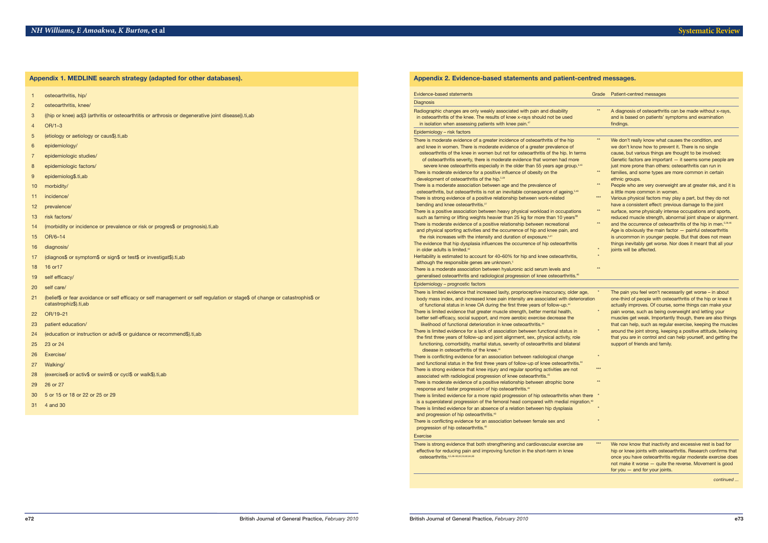## Appendix 1. MEDLINE search strategy (adapted for other databases).

1 osteoarthritis, hip/
2 osteoarthritis, knee/
3 ((hip or knee) adj3 (arthritis or osteoarthtitis or arthrosis or degenerative joint disease)).ti,ab
4 OR/1–3
5 (etiology or aetiology or caus$).ti,ab
6 epidemiology/
7 epidemiologic studies/
8 epidemiologic factors/
9 epidemiolog$.ti,ab
10 morbidity/
11 incidence/
12 prevalence/
13 risk factors/
14 (morbidity or incidence or prevalence or risk or progres$ or prognosis).ti,ab
15 OR/6–14
16 diagnosis/
17 (diagnos$ or symptom$ or sign$ or test$ or investigat$).ti,ab
18 16 or17
19 self efficacy/
20 self care/
21 (belief$ or fear avoidance or self efficacy or self management or self regulation or stage$ of change or catastrophis$ or catastrophiz$).ti,ab
22 OR/19–21
23 patient education/
24 (education or instruction or advi$ or guidance or recommend$).ti,ab
25 23 or 24
26 Exercise/
27 Walking/
28 (exercise$ or activ$ or swim$ or cycl$ or walk$).ti,ab
29 26 or 27
30 5 or 15 or 18 or 22 or 25 or 29
31 4 and 30

## Appendix 2. Evidence-based statements and patient-centred messages.

| Evidence-based statements | Grade | Patient-centred messages |
|---|---|---|
| **Diagnosis** | | |
| Radiographic changes are only weakly associated with pain and disability in osteoarthritis of the knee. The results of knee x-rays should not be used in isolation when assessing patients with knee pain.[47] | ** | A diagnosis of osteoarthritis can be made without x-rays, and is based on patients' symptoms and examination findings. |
| **Epidemiology – risk factors** | | |
| There is moderate evidence of a greater incidence of osteoarthritis of the hip and knee in women. There is moderate evidence of a greater prevalence of osteoarthritis of the knee in women but not for osteoarthritis of the hip. In terms of osteoarthritis severity, there is moderate evidence that women had more severe knee osteoarthritis especially in the older than 55 years age group.[5,43] | ** | We don't really know what causes the condition, and we don't know how to prevent it. There is no single cause, but various things are thought to be involved: Genetic factors are important — it seems some people are just more prone than others: osteoarthritis can run in families, and some types are more common in certain ethnic groups. People who are very overweight are at greater risk, and it is a little more common in women. Various physical factors may play a part, but they do not have a consistent effect: previous damage to the joint surface, some physically intense occupations and sports, reduced muscle strength, abnormal joint shape or alignment. and the occurrence of osteoarthritis of the hip in men.[5,38,46] Age is obviously the main factor — painful osteoarthritis is uncommon in younger people. But that does not mean things inevitably get worse. Nor does it meant that all your joints will be affected. |
| There is moderate evidence for a positive influence of obesity on the development of osteoarthritis of the hip.[5,39] | ** | |
| There is a moderate association between age and the prevalence of osteoarthritis, but osteoarthritis is not an inevitable consequence of ageing.[5,40] | ** | |
| There is strong evidence of a positive relationship between work-related bending and knee osteoarthritis.[37] | *** | |
| There is a positive association between heavy physical workload in occupations such as farming or lifting weights heavier than 25 kg for more than 10 years[38] | ** | |
| There is moderate evidence of a positive relationship between recreational and physical sporting activities and the occurrence of hip and knee pain, and the risk increases with the intensity and duration of exposure.[5,41] | ** | |
| The evidence that hip dysplasia influences the occurrence of hip osteoarthritis in older adults is limited.[42] | * | |
| Heritability is estimated to account for 40–60% for hip and knee osteoarthritis, although the responsible genes are unknown.[5] | * | |
| There is a moderate association between hyaluronic acid serum levels and generalised osteoarthritis and radiological progression of knee osteoarthritis.[45] | ** | |
| **Epidemiology – prognostic factors** | | |
| There is limited evidence that increased laxity, proprioceptive inaccuracy, older age, body mass index, and increased knee pain intensity are associated with deterioration of functional status in knee OA during the first three years of follow-up.[44] | * | The pain you feel won't necessarily get worse – in about one-third of people with osteoarthritis of the hip or knee it actually improves. Of course, some things can make your pain worse, such as being overweight and letting your muscles get weak. Importantly though, there are also things that can help, such as regular exercise, keeping the muscles around the joint strong, keeping a positive attitude, believing that you are in control and can help yourself, and getting the support of friends and family. |
| There is limited evidence that greater muscle strength, better mental health, better self-efficacy, social support, and more aerobic exercise decrease the likelihood of functional deterioration in knee osteoarthritis.[44] | * | |
| There is limited evidence for a lack of association between functional status in the first three years of follow-up and joint alignment, sex, physical activity, role functioning, comorbidity, marital status, severity of osteoarthritis and bilateral disease in osteoarthritis of the knee.[44] | * | |
| There is conflicting evidence for an association between radiological change and functional status in the first three years of follow-up of knee osteoarthritis.[44] | * | |
| There is strong evidence that knee injury and regular sporting activities are not associated with radiological progression of knee osteoarthritis.[45] | *** | |
| There is moderate evidence of a positive relationship between atrophic bone response and faster progression of hip osteoarthritis.[40] | ** | |
| There is limited evidence for a more rapid progression of hip osteoarthritis when there is a superolateral progression of the femoral head compared with medial migration.[40] | * | |
| There is limited evidence for an absence of a relation between hip dysplasia and progression of hip osteoarthritis.[40] | * | |
| There is conflicting evidence for an association between female sex and progression of hip osteoarthritis.[40] | * | |
| **Exercise** | | |
| There is strong evidence that both strengthening and cardiovascular exercise are effective for reducing pain and improving function in the short-term in knee osteoarthritis.[4,5,48–50,52,53,62,64,65] | *** | We now know that inactivity and excessive rest is bad for hip or knee joints with osteoarthritis. Research confirms that once you have osteoarthritis regular moderate exercise does not make it worse — quite the reverse. Movement is good for you — and for your joints. |

*continued ...*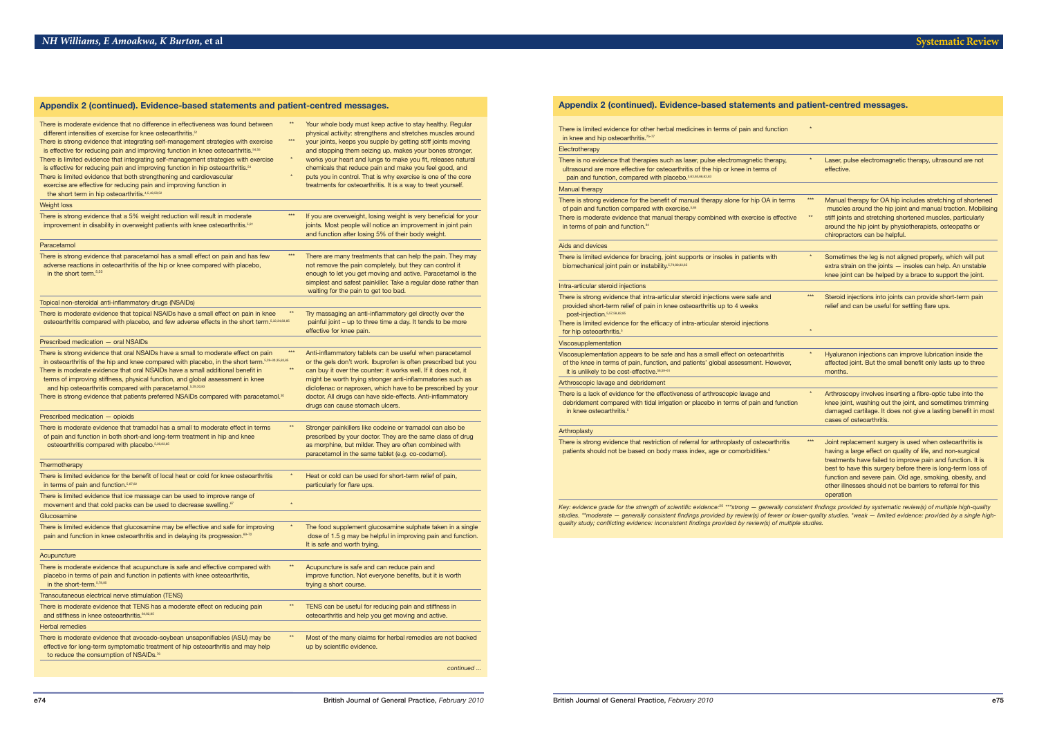## Appendix 2 (continued). Evidence-based statements and patient-centred messages.

| Evidence-based statement | Grade | Patient-centred message |
|---|---|---|
| There is moderate evidence that no difference in effectiveness was found between different intensities of exercise for knee osteoarthritis.[51] | ** | Your whole body must keep active to stay healthy. Regular physical activity: strengthens and stretches muscles around your joints, keeps you supple by getting stiff joints moving and stopping them seizing up, makes your bones stronger, works your heart and lungs to make you fit, releases natural chemicals that reduce pain and make you feel good, and puts you in control. That is why exercise is one of the core treatments for osteoarthritis. It is a way to treat yourself. |
| There is strong evidence that integrating self-management strategies with exercise is effective for reducing pain and improving function in knee osteoarthritis.[54,55] | *** | |
| There is limited evidence that integrating self-management strategies with exercise is effective for reducing pain and improving function in hip osteoarthritis.[54] | * | |
| There is limited evidence that both strengthening and cardiovascular exercise are effective for reducing pain and improving function in the short term in hip osteoarthritis.[4,5,48,50,53] | * | |
| **Weight loss** | | |
| There is strong evidence that a 5% weight reduction will result in moderate improvement in disability in overweight patients with knee osteoarthritis.[5,61] | *** | If you are overweight, losing weight is very beneficial for your joints. Most people will notice an improvement in joint pain and function after losing 5% of their body weight. |
| **Paracetamol** | | |
| There is strong evidence that paracetamol has a small effect on pain and has few adverse reactions in osteoarthritis of the hip or knee compared with placebo, in the short term.[5,33] | *** | There are many treatments that can help the pain. They may not remove the pain completely, but they can control it enough to let you get moving and active. Paracetamol is the simplest and safest painkiller. Take a regular dose rather than waiting for the pain to get too bad. |
| **Topical non-steroidal anti-inflammatory drugs (NSAIDs)** | | |
| There is moderate evidence that topical NSAIDs have a small effect on pain in knee osteoarthritis compared with placebo, and few adverse effects in the short term.[5,32,34,63,65] | ** | Try massaging an anti-inflammatory gel directly over the painful joint – up to three time a day. It tends to be more effective for knee pain. |
| **Prescribed medication — oral NSAIDs** | | |
| There is strong evidence that oral NSAIDs have a small to moderate effect on pain in osteoarthritis of the hip and knee compared with placebo, in the short term.[5,29–30,35,63,65] | *** | Anti-inflammatory tablets can be useful when paracetamol or the gels don't work. Ibuprofen is often prescribed but you can buy it over the counter: it works well. If it does not, it might be worth trying stronger anti-inflammatories such as diclofenac or naproxen, which have to be prescribed by your doctor. All drugs can have side-effects. Anti-inflammatory drugs can cause stomach ulcers. |
| There is moderate evidence that oral NSAIDs have a small additional benefit in terms of improving stiffness, physical function, and global assessment in knee and hip osteoarthritis compared with paracetamol.[5,29,30,63] | ** | |
| There is strong evidence that patients preferred NSAIDs compared with paracetamol.[30] | | |
| **Prescribed medication — opioids** | | |
| There is moderate evidence that tramadol has a small to moderate effect in terms of pain and function in both short-and long-term treatment in hip and knee osteoarthritis compared with placebo.[5,36,63,65] | ** | Stronger painkillers like codeine or tramadol can also be prescribed by your doctor. They are the same class of drug as morphine, but milder. They are often combined with paracetamol in the same tablet (e.g. co-codamol). |
| **Thermotherapy** | | |
| There is limited evidence for the benefit of local heat or cold for knee osteoarthritis in terms of pain and function.[5,67,68] | * | Heat or cold can be used for short-term relief of pain, particularly for flare ups. |
| There is limited evidence that ice massage can be used to improve range of movement and that cold packs can be used to decrease swelling.[67] | * | |
| **Glucosamine** | | |
| There is limited evidence that glucosamine may be effective and safe for improving pain and function in knee osteoarthritis and in delaying its progression.[69–72] | * | The food supplement glucosamine sulphate taken in a single dose of 1.5 g may be helpful in improving pain and function. It is safe and worth trying. |
| **Acupuncture** | | |
| There is moderate evidence that acupuncture is safe and effective compared with placebo in terms of pain and function in patients with knee osteoarthritis, in the short-term.[5,79,80] | ** | Acupuncture is safe and can reduce pain and improve function. Not everyone benefits, but it is worth trying a short course. |
| **Transcutaneous electrical nerve stimulation (TENS)** | | |
| There is moderate evidence that TENS has a moderate effect on reducing pain and stiffness in knee osteoarthritis.[84,85,85] | ** | TENS can be useful for reducing pain and stiffness in osteoarthritis and help you get moving and active. |
| **Herbal remedies** | | |
| There is moderate evidence that avocado-soybean unsaponifiables (ASU) may be effective for long-term symptomatic treatment of hip osteoarthritis and may help to reduce the consumption of NSAIDs.[76] | ** | Most of the many claims for herbal remedies are not backed up by scientific evidence. |
| There is limited evidence for other herbal medicines in terms of pain and function in knee and hip osteoarthritis.[75–77] | * | |
| **Electrotherapy** | | |
| There is no evidence that therapies such as laser, pulse electromagnetic therapy, ultrasound are more effective for osteoarthritis of the hip or knee in terms of pain and function, compared with placebo.[5,63,65,68,82,83] | * | Laser, pulse electromagnetic therapy, ultrasound are not effective. |
| **Manual therapy** | | |
| There is strong evidence for the benefit of manual therapy alone for hip OA in terms of pain and function compared with exercise.[5,94] | *** | Manual therapy for OA hip includes stretching of shortened muscles around the hip joint and manual traction. Mobilising stiff joints and stretching shortened muscles, particularly around the hip joint by physiotherapists, osteopaths or chiropractors can be helpful. |
| There is moderate evidence that manual therapy combined with exercise is effective in terms of pain and function.[44] | ** | |
| **Aids and devices** | | |
| There is limited evidence for bracing, joint supports or insoles in patients with biomechanical joint pain or instability.[5,78,80,83,85] | * | Sometimes the leg is not aligned properly, which will put extra strain on the joints — insoles can help. An unstable knee joint can be helped by a brace to support the joint. |
| **Intra-articular steroid injections** | | |
| There is strong evidence that intra-articular steroid injections were safe and provided short-term relief of pain in knee osteoarthritis up to 4 weeks post-injection.[5,57,58,82,85] | *** | Steroid injections into joints can provide short-term pain relief and can be useful for settling flare ups. |
| There is limited evidence for the efficacy of intra-articular steroid injections for hip osteoarthritis.[5] | * | |
| **Viscosupplementation** | | |
| Viscosupplementation appears to be safe and has a small effect on osteoarthritis of the knee in terms of pain, function, and patients' global assessment. However, it is unlikely to be cost-effective.[56,59–61] | * | Hyaluranon injections can improve lubrication inside the affected joint. But the small benefit only lasts up to three months. |
| **Arthroscopic lavage and debridement** | | |
| There is a lack of evidence for the effectiveness of arthroscopic lavage and debridement compared with tidal irrigation or placebo in terms of pain and function in knee osteoarthritis.[5] | * | Arthroscopy involves inserting a fibre-optic tube into the knee joint, washing out the joint, and sometimes trimming damaged cartilage. It does not give a lasting benefit in most cases of osteoarthritis. |
| **Arthroplasty** | | |
| There is strong evidence that restriction of referral for arthroplasty of osteoarthritis patients should not be based on body mass index, age or comorbidities.[5] | *** | Joint replacement surgery is used when osteoarthritis is having a large effect on quality of life, and non-surgical treatments have failed to improve pain and function. It is best to have this surgery before there is long-term loss of function and severe pain. Old age, smoking, obesity, and other illnesses should not be barriers to referral for this operation |

*Key: evidence grade for the strength of scientific evidence:[25] ***strong — generally consistent findings provided by systematic review(s) of multiple high-quality studies. **moderate — generally consistent findings provided by review(s) of fewer or lower-quality studies. *weak — limited evidence: provided by a single high-quality study; conflicting evidence: inconsistent findings provided by review(s) of multiple studies.*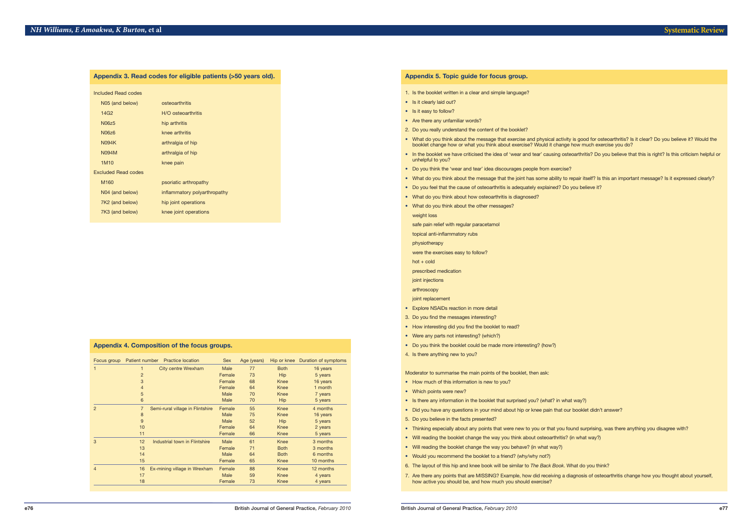## Appendix 3. Read codes for eligible patients (>50 years old).

| Included Read codes | |
|---|---|
| N05 (and below) | osteoarthritis |
| 14G2 | H/O osteoarthritis |
| N06z5 | hip arthritis |
| N06z6 | knee arthritis |
| N094K | arthralgia of hip |
| N094M | arthralgia of hip |
| 1M10 | knee pain |
| **Excluded Read codes** | |
| M160 | psoriatic arthropathy |
| N04 (and below) | inflammatory polyarthropathy |
| 7K2 (and below) | hip joint operations |
| 7K3 (and below) | knee joint operations |

## Appendix 4. Composition of the focus groups.

| Focus group | Patient number | Practice location | Sex | Age (years) | Hip or knee | Duration of symptoms |
|---|---|---|---|---|---|---|
| 1 | 1 | City centre Wrexham | Male | 77 | Both | 16 years |
| | 2 | | Female | 73 | Hip | 5 years |
| | 3 | | Female | 68 | Knee | 16 years |
| | 4 | | Female | 64 | Knee | 1 month |
| | 5 | | Male | 70 | Knee | 7 years |
| | 6 | | Male | 70 | Hip | 5 years |
| 2 | 7 | Semi-rural village in Flintshire | Female | 55 | Knee | 4 months |
| | 8 | | Male | 75 | Knee | 16 years |
| | 9 | | Male | 52 | Hip | 5 years |
| | 10 | | Female | 64 | Knee | 2 years |
| | 11 | | Female | 66 | Knee | 5 years |
| 3 | 12 | Industrial town in Flintshire | Male | 61 | Knee | 3 months |
| | 13 | | Female | 71 | Both | 3 months |
| | 14 | | Male | 64 | Both | 6 months |
| | 15 | | Female | 65 | Knee | 10 months |
| 4 | 16 | Ex-mining village in Wrexham | Female | 88 | Knee | 12 months |
| | 17 | | Male | 59 | Knee | 4 years |
| | 18 | | Female | 73 | Knee | 4 years |

## Appendix 5. Topic guide for focus group.

1. Is the booklet written in a clear and simple language?

- Is it clearly laid out?
- Is it easy to follow?
- Are there any unfamiliar words?

2. Do you really understand the content of the booklet?

- What do you think about the message that exercise and physical activity is good for osteoarthritis? Is it clear? Do you believe it? Would the booklet change how or what you think about exercise? Would it change how much exercise you do?
- In the booklet we have criticised the idea of 'wear and tear' causing osteoarthritis? Do you believe that this is right? Is this criticism helpful or unhelpful to you?
- Do you think the 'wear and tear' idea discourages people from exercise?
- What do you think about the message that the joint has some ability to repair itself? Is this an important message? Is it expressed clearly?
- Do you feel that the cause of osteoarthritis is adequately explained? Do you believe it?
- What do you think about how osteoarthritis is diagnosed?
- What do you think about the other messages?

  weight loss

  safe pain relief with regular paracetamol

  topical anti-inflammatory rubs

  physiotherapy

  were the exercises easy to follow?

  hot + cold

  prescribed medication

  joint injections

  arthroscopy

  joint replacement

- Explore NSAIDs reaction in more detail

3. Do you find the messages interesting?

- How interesting did you find the booklet to read?
- Were any parts not interesting? (which?)
- Do you think the booklet could be made more interesting? (how?)

4. Is there anything new to you?

Moderator to summarise the main points of the booklet, then ask:

- How much of this information is new to you?
- Which points were new?
- Is there any information in the booklet that surprised you? (what? in what way?)
- Did you have any questions in your mind about hip or knee pain that our booklet didn't answer?

5. Do you believe in the facts presented?

- Thinking especially about any points that were new to you or that you found surprising, was there anything you disagree with?
- Will reading the booklet change the way you think about osteoarthritis? (in what way?)
- Will reading the booklet change the way you behave? (in what way?)
- Would you recommend the booklet to a friend? (why/why not?)

6. The layout of this hip and knee book will be similar to *The Back Book*. What do you think?

7. Are there any points that are MISSING? Example, how did receiving a diagnosis of osteoarthritis change how you thought about yourself, how active you should be, and how much you should exercise?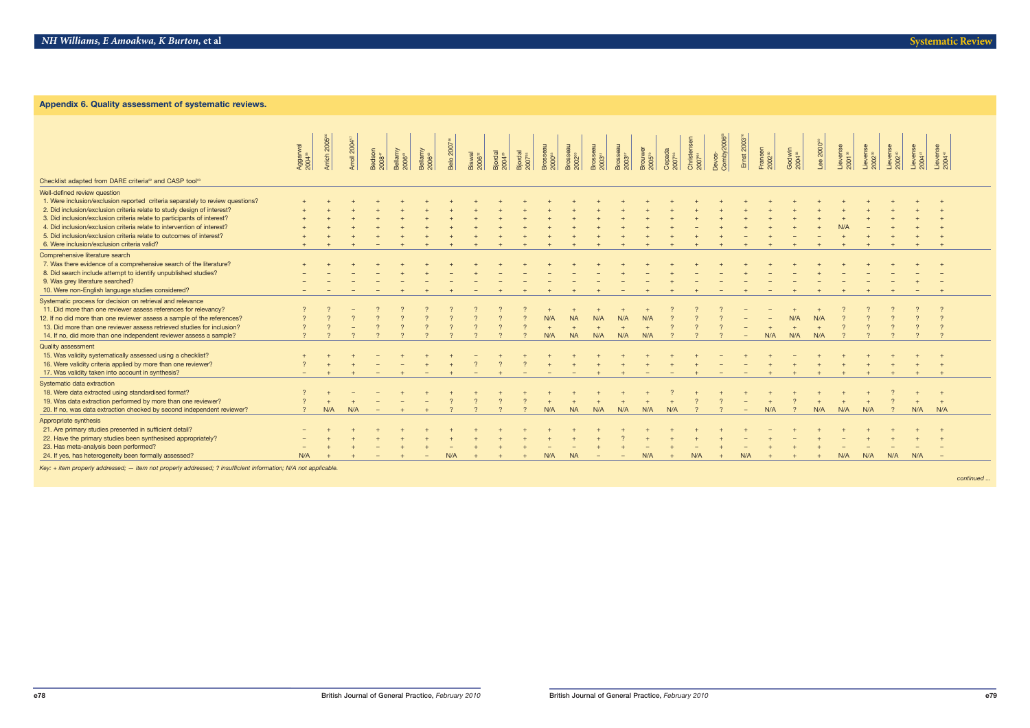## Appendix 6. Quality assessment of systematic reviews.

| Checklist adapted from DARE criteria[22] and CASP tool[23] | Aggarwal 2004 | Arrich 2005 | Arroll 2004 | Bedson 2008 | Bellamy 2006 | Bellamy 2006 | Belo 2007 | Biswal 2006 | Bjordal 2004 | Bjordal 2007 | Brosseau 2000 | Brosseau 2002 | Brosseau 2003 | Brosseau 2003 | Brouwer 2005 | Cepeda 2007 | Christensen 2007 | Devos-Comby 2006 | Ernst 2003 | Fransen 2002 | Godwin 2004 | Lee 2000 | Lievense 2001 | Lievense 2002 | Lievense 2002 | Lievense 2004 | Lievense 2004 |
|---|---|---|---|---|---|---|---|---|---|---|---|---|---|---|---|---|---|---|---|---|---|---|---|---|---|---|---|
| **Well-defined review question** | | | | | | | | | | | | | | | | | | | | | | | | | | | |
| 1. Were inclusion/exclusion reported criteria separately to review questions? | + | + | + | + | + | + | + | + | + | + | + | + | + | + | + | + | + | + | + | + | + | + | + | + | + | + | + |
| 2. Did inclusion/exclusion criteria relate to study design of interest? | + | + | + | + | + | + | + | + | + | + | + | + | + | + | + | + | + | + | + | + | + | + | + | + | + | + | + |
| 3. Did inclusion/exclusion criteria relate to participants of interest? | + | + | + | + | + | + | + | + | + | + | + | + | + | + | + | + | + | + | + | + | + | + | + | + | + | + | + |
| 4. Did inclusion/exclusion criteria relate to intervention of interest? | + | + | + | + | + | + | + | + | + | + | + | + | + | + | + | + | – | + | + | + | + | + | N/A | – | + | + | + |
| 5. Did inclusion/exclusion criteria relate to outcomes of interest? | + | + | + | + | + | + | + | + | + | + | + | + | + | + | + | + | + | + | – | + | – | – | + | + | + | + | + |
| 6. Were inclusion/exclusion criteria valid? | + | + | + | – | + | + | + | + | + | + | + | + | + | + | + | + | + | + | + | + | + | + | + | + | + | + | + |
| **Comprehensive literature search** | | | | | | | | | | | | | | | | | | | | | | | | | | | |
| 7. Was there evidence of a comprehensive search of the literature? | + | + | + | + | + | + | + | + | + | + | + | + | + | + | + | + | + | + | + | + | + | + | + | + | + | + | + |
| 8. Did search include attempt to identify unpublished studies? | – | – | – | – | + | + | – | + | – | – | – | – | – | + | – | + | – | – | + | – | – | + | – | – | – | – | – |
| 9. Was grey literature searched? | – | – | – | – | – | – | – | – | – | – | – | – | – | – | – | + | – | – | – | – | – | – | – | – | – | + | – |
| 10. Were non-English language studies considered? | – | – | – | – | + | + | + | – | + | + | + | + | + | – | + | + | + | – | + | – | + | + | + | + | + | – | + |
| **Systematic process for decision on retrieval and relevance** | | | | | | | | | | | | | | | | | | | | | | | | | | | |
| 11. Did more than one reviewer assess references for relevancy? | ? | ? | – | ? | ? | ? | ? | ? | ? | ? | + | + | + | + | + | ? | ? | ? | – | – | + | + | ? | ? | ? | ? | ? |
| 12. If no did more than one reviewer assess a sample of the references? | ? | ? | ? | ? | ? | ? | ? | ? | ? | ? | N/A | NA | N/A | N/A | N/A | ? | ? | ? | – | – | N/A | N/A | ? | ? | ? | ? | ? |
| 13. Did more than one reviewer assess retrieved studies for inclusion? | ? | ? | – | ? | ? | ? | ? | ? | ? | ? | + | + | + | + | + | ? | ? | ? | – | + | + | + | ? | ? | ? | ? | ? |
| 14. If no, did more than one independent reviewer assess a sample? | ? | ? | ? | ? | ? | ? | ? | ? | ? | ? | N/A | NA | N/A | N/A | N/A | ? | ? | ? | – | N/A | N/A | N/A | ? | ? | ? | ? | ? |
| **Quality assessment** | | | | | | | | | | | | | | | | | | | | | | | | | | | |
| 15. Was validity systematically assessed using a checklist? | + | + | + | – | + | + | + | – | + | + | + | + | + | + | + | + | + | – | + | + | – | + | + | + | + | + | + |
| 16. Were validity criteria applied by more than one reviewer? | ? | + | + | – | – | + | + | ? | ? | ? | + | + | + | + | + | + | + | – | – | + | + | + | + | + | + | + | + |
| 17. Was validity taken into account in synthesis? | – | + | + | – | + | – | + | – | + | – | – | – | + | + | – | – | + | – | – | + | + | + | + | + | + | + | + |
| **Systematic data extraction** | | | | | | | | | | | | | | | | | | | | | | | | | | | |
| 18. Were data extracted using standardised format? | ? | + | – | – | + | + | + | + | + | + | + | + | + | + | + | ? | + | + | + | + | + | + | + | + | ? | + | + |
| 19. Was data extraction performed by more than one reviewer? | ? | + | + | – | – | – | ? | ? | ? | ? | + | + | + | + | + | + | ? | ? | – | + | ? | + | + | + | ? | + | + |
| 20. If no, was data extraction checked by second independent reviewer? | ? | N/A | N/A | – | + | + | ? | ? | ? | ? | N/A | NA | N/A | N/A | N/A | N/A | ? | ? | – | N/A | ? | N/A | N/A | N/A | ? | N/A | N/A |
| **Appropriate synthesis** | | | | | | | | | | | | | | | | | | | | | | | | | | | |
| 21. Are primary studies presented in sufficient detail? | – | + | + | + | + | + | + | + | + | + | + | + | + | + | + | + | + | + | + | – | + | + | + | + | + | + | + |
| 22. Have the primary studies been synthesised appropriately? | – | + | + | + | + | + | + | + | + | + | + | + | + | ? | + | + | + | + | – | + | – | + | – | + | + | + | + |
| 23. Has meta-analysis been performed? | – | + | + | – | + | + | – | + | + | + | – | – | + | + | – | + | – | + | – | + | + | + | – | – | – | – | – |
| 24. If yes, has heterogeneity been formally assessed? | N/A | + | + | – | + | – | N/A | + | + | + | N/A | NA | – | – | N/A | + | N/A | + | N/A | + | + | + | N/A | N/A | N/A | N/A | – |

*Key: + item properly addressed; — item not properly addressed; ? insufficient information; N/A not applicable.*

*continued ...*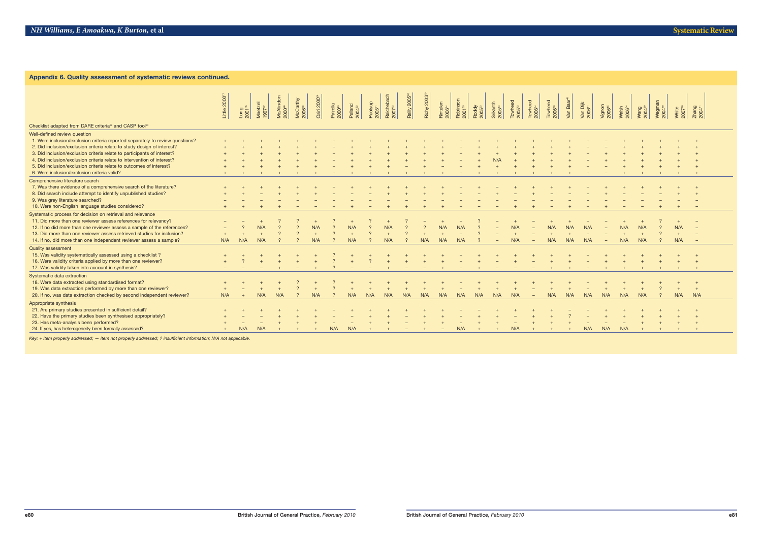## Appendix 6. Quality assessment of systematic reviews continued.

| Checklist adapted from DARE criteria[22] and CASP tool[24] | Little 2000[77] | Long 2001[78] | Maetzel 1997[79] | McAlindon 2000[80] | McCarthy 2006[58] | Osiri 2000[54] | Patrella 2000[49] | Pelland 2004[32] | Poolsup 2005[51] | Reichenbach 2007[73] | Reilly 2005[56] | Richy 2003[35] | Rintelen 2006[74] | Robinson 2001[55] | Roddy 2005[25] | Srikanth 2005[43] | Towheed 2005[72] | Towheed 2006[44] | Towheed 2006[25] | Van Baar[46] | Van Dijk 2006[34] | Vignon 2006[46] | Walsh 2006[14] | Wang 2004[49] | Wegman 2004[30] | White 2007[70] | Zhang 2004[31] |
|---|---|---|---|---|---|---|---|---|---|---|---|---|---|---|---|---|---|---|---|---|---|---|---|---|---|---|---|
| **Well-defined review question** | | | | | | | | | | | | | | | | | | | | | | | | | | | |
| 1. Were inclusion/exclusion criteria reported separately to review questions? | + | + | + | + | + | + | + | + | + | + | + | + | + | + | + | + | + | + | + | + | + | − | + | + | + | + | + |
| 2. Did inclusion/exclusion criteria relate to study design of interest? | + | + | + | + | + | + | + | + | + | + | + | + | + | + | + | + | + | + | + | + | + | − | + | + | + | + | + |
| 3. Did inclusion/exclusion criteria relate to participants of interest? | + | + | + | + | + | + | + | + | + | + | + | + | + | + | + | + | + | + | + | + | + | + | + | + | + | + | + |
| 4. Did inclusion/exclusion criteria relate to intervention of interest? | + | + | + | + | + | + | + | + | + | + | + | + | + | + | + | N/A | + | + | + | + | − | + | + | + | + | + | + |
| 5. Did inclusion/exclusion criteria relate to outcomes of interest? | + | + | + | + | + | + | + | + | + | + | − | + | − | + | + | + | + | + | + | + | + | − | + | + | + | + | + |
| 6. Were inclusion/exclusion criteria valid? | + | + | + | + | + | + | + | + | + | + | + | + | + | + | + | + | + | + | + | + | + | − | + | + | + | + | + |
| **Comprehensive literature search** | | | | | | | | | | | | | | | | | | | | | | | | | | | |
| 7. Was there evidence of a comprehensive search of the literature? | + | + | + | + | + | + | + | + | + | + | + | + | + | + | + | − | + | + | + | + | + | + | + | + | + | + | + |
| 8. Did search include attempt to identify unpublished studies? | + | + | − | + | + | + | − | − | − | + | + | + | + | − | − | + | − | + | − | − | − | + | − | − | − | + | + |
| 9. Was grey literature searched? | − | − | − | − | − | − | − | − | − | − | − | − | − | − | − | − | − | − | − | − | − | − | − | − | − | − | − |
| 10. Were non-English language studies considered? | + | + | + | + | − | − | + | + | − | + | + | + | + | + | − | − | + | + | − | + | + | + | − | − | + | + | − |
| **Systematic process for decision on retrieval and relevance** | | | | | | | | | | | | | | | | | | | | | | | | | | | |
| 11. Did more than one reviewer assess references for relevancy? | − | − | + | ? | ? | + | ? | + | ? | + | ? | − | + | + | ? | − | + | − | + | + | + | − | + | + | ? | + | − |
| 12. If no did more than one reviewer assess a sample of the references? | − | ? | N/A | ? | ? | N/A | ? | N/A | ? | N/A | ? | ? | N/A | N/A | ? | − | N/A | − | N/A | N/A | N/A | − | N/A | N/A | ? | N/A | − |
| 13. Did more than one reviewer assess retrieved studies for inclusion? | + | + | + | ? | ? | + | ? | + | ? | + | ? | + | + | + | ? | − | + | − | + | + | + | − | + | + | ? | + | − |
| 14. If no, did more than one independent reviewer assess a sample? | N/A | N/A | N/A | ? | ? | N/A | ? | N/A | ? | N/A | ? | N/A | N/A | N/A | ? | − | N/A | − | N/A | N/A | N/A | − | N/A | N/A | ? | N/A | − |
| **Quality assessment** | | | | | | | | | | | | | | | | | | | | | | | | | | | |
| 15. Was validity systematically assessed using a checklist ? | + | + | + | + | + | + | ? | + | + | + | + | + | + | + | + | + | + | + | + | + | + | + | + | + | + | + | + |
| 16. Were validity criteria applied by more than one reviewer? | + | ? | + | + | + | + | ? | + | ? | + | + | + | + | + | + | − | + | − | + | + | + | + | + | + | + | + | + |
| 17. Was validity taken into account in synthesis? | − | − | − | + | − | + | ? | − | − | + | − | − | + | − | + | − | − | − | + | + | + | + | + | + | + | + | + |
| **Systematic data extraction** | | | | | | | | | | | | | | | | | | | | | | | | | | | |
| 18. Were data extracted using standardised format? | + | + | + | + | ? | + | ? | + | + | + | + | + | + | + | + | + | + | + | + | + | + | + | + | + | + | + | + |
| 19. Was data extraction performed by more than one reviewer? | + | − | + | + | ? | + | ? | + | + | + | + | + | + | + | + | + | + | − | + | + | + | + | + | + | ? | + | + |
| 20. If no, was data extraction checked by second independent reviewer? | N/A | + | N/A | N/A | ? | N/A | ? | N/A | N/A | N/A | N/A | N/A | N/A | N/A | N/A | N/A | N/A | − | N/A | N/A | N/A | N/A | N/A | N/A | ? | N/A | N/A |
| **Appropriate synthesis** | | | | | | | | | | | | | | | | | | | | | | | | | | | |
| 21. Are primary studies presented in sufficient detail? | + | + | + | + | + | + | + | + | + | + | + | + | + | + | − | + | + | + | + | − | − | + | + | + | + | + | + |
| 22. Have the primary studies been synthesised appropriately? | + | − | − | + | + | + | + | − | + | + | − | + | + | − | + | + | − | + | + | ? | + | + | + | + | + | + | + |
| 23. Has meta-analysis been performed? | + | − | − | + | + | + | − | − | + | + | − | + | + | − | + | + | − | + | + | + | − | − | − | + | + | + | + |
| 24. If yes, has heterogeneity been formally assessed? | + | N/A | N/A | + | + | + | N/A | N/A | + | + | − | + | − | N/A | + | + | N/A | + | + | + | N/A | N/A | N/A | + | + | + | + |

*Key: + item properly addressed; — item not properly addressed; ? insufficient information; N/A not applicable.*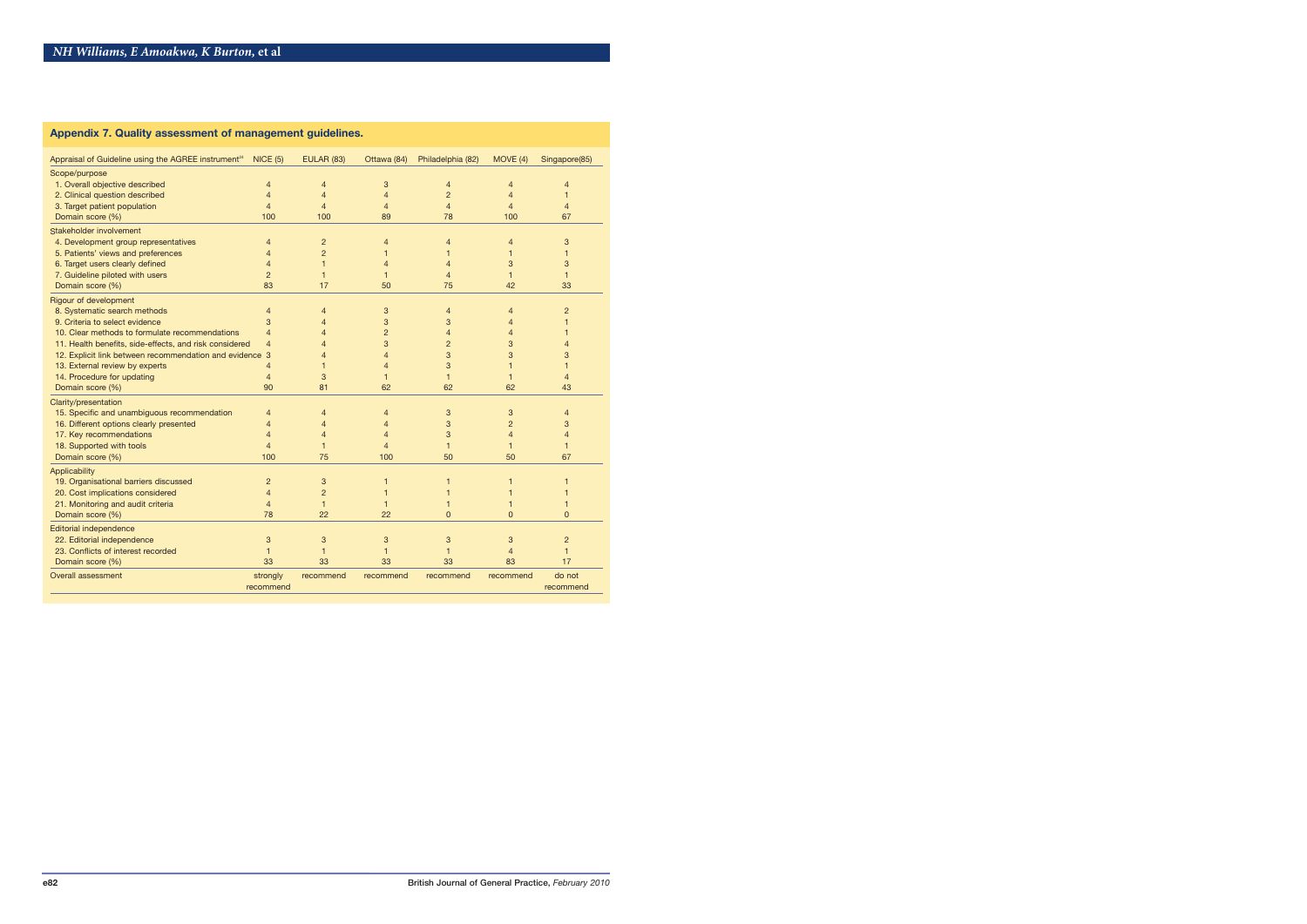## Appendix 7. Quality assessment of management guidelines.

| Appraisal of Guideline using the AGREE instrument[24] | NICE (5) | EULAR (83) | Ottawa (84) | Philadelphia (82) | MOVE (4) | Singapore(85) |
|---|---|---|---|---|---|---|
| **Scope/purpose** | | | | | | |
| 1. Overall objective described | 4 | 4 | 3 | 4 | 4 | 4 |
| 2. Clinical question described | 4 | 4 | 4 | 2 | 4 | 1 |
| 3. Target patient population | 4 | 4 | 4 | 4 | 4 | 4 |
| Domain score (%) | 100 | 100 | 89 | 78 | 100 | 67 |
| **Stakeholder involvement** | | | | | | |
| 4. Development group representatives | 4 | 2 | 4 | 4 | 4 | 3 |
| 5. Patients' views and preferences | 4 | 2 | 1 | 1 | 1 | 1 |
| 6. Target users clearly defined | 4 | 1 | 4 | 4 | 3 | 3 |
| 7. Guideline piloted with users | 2 | 1 | 1 | 4 | 1 | 1 |
| Domain score (%) | 83 | 17 | 50 | 75 | 42 | 33 |
| **Rigour of development** | | | | | | |
| 8. Systematic search methods | 4 | 4 | 3 | 4 | 4 | 2 |
| 9. Criteria to select evidence | 3 | 4 | 3 | 3 | 4 | 1 |
| 10. Clear methods to formulate recommendations | 4 | 4 | 2 | 4 | 4 | 1 |
| 11. Health benefits, side-effects, and risk considered | 4 | 4 | 3 | 2 | 3 | 4 |
| 12. Explicit link between recommendation and evidence | 3 | 4 | 4 | 3 | 3 | 3 |
| 13. External review by experts | 4 | 1 | 4 | 3 | 1 | 1 |
| 14. Procedure for updating | 4 | 3 | 1 | 1 | 1 | 4 |
| Domain score (%) | 90 | 81 | 62 | 62 | 62 | 43 |
| **Clarity/presentation** | | | | | | |
| 15. Specific and unambiguous recommendation | 4 | 4 | 4 | 3 | 3 | 4 |
| 16. Different options clearly presented | 4 | 4 | 4 | 3 | 2 | 3 |
| 17. Key recommendations | 4 | 4 | 4 | 3 | 4 | 4 |
| 18. Supported with tools | 4 | 1 | 4 | 1 | 1 | 1 |
| Domain score (%) | 100 | 75 | 100 | 50 | 50 | 67 |
| **Applicability** | | | | | | |
| 19. Organisational barriers discussed | 2 | 3 | 1 | 1 | 1 | 1 |
| 20. Cost implications considered | 4 | 2 | 1 | 1 | 1 | 1 |
| 21. Monitoring and audit criteria | 4 | 1 | 1 | 1 | 1 | 1 |
| Domain score (%) | 78 | 22 | 22 | 0 | 0 | 0 |
| **Editorial independence** | | | | | | |
| 22. Editorial independence | 3 | 3 | 3 | 3 | 3 | 2 |
| 23. Conflicts of interest recorded | 1 | 1 | 1 | 1 | 4 | 1 |
| Domain score (%) | 33 | 33 | 33 | 33 | 83 | 17 |
| **Overall assessment** | strongly recommend | recommend | recommend | recommend | recommend | do not recommend |